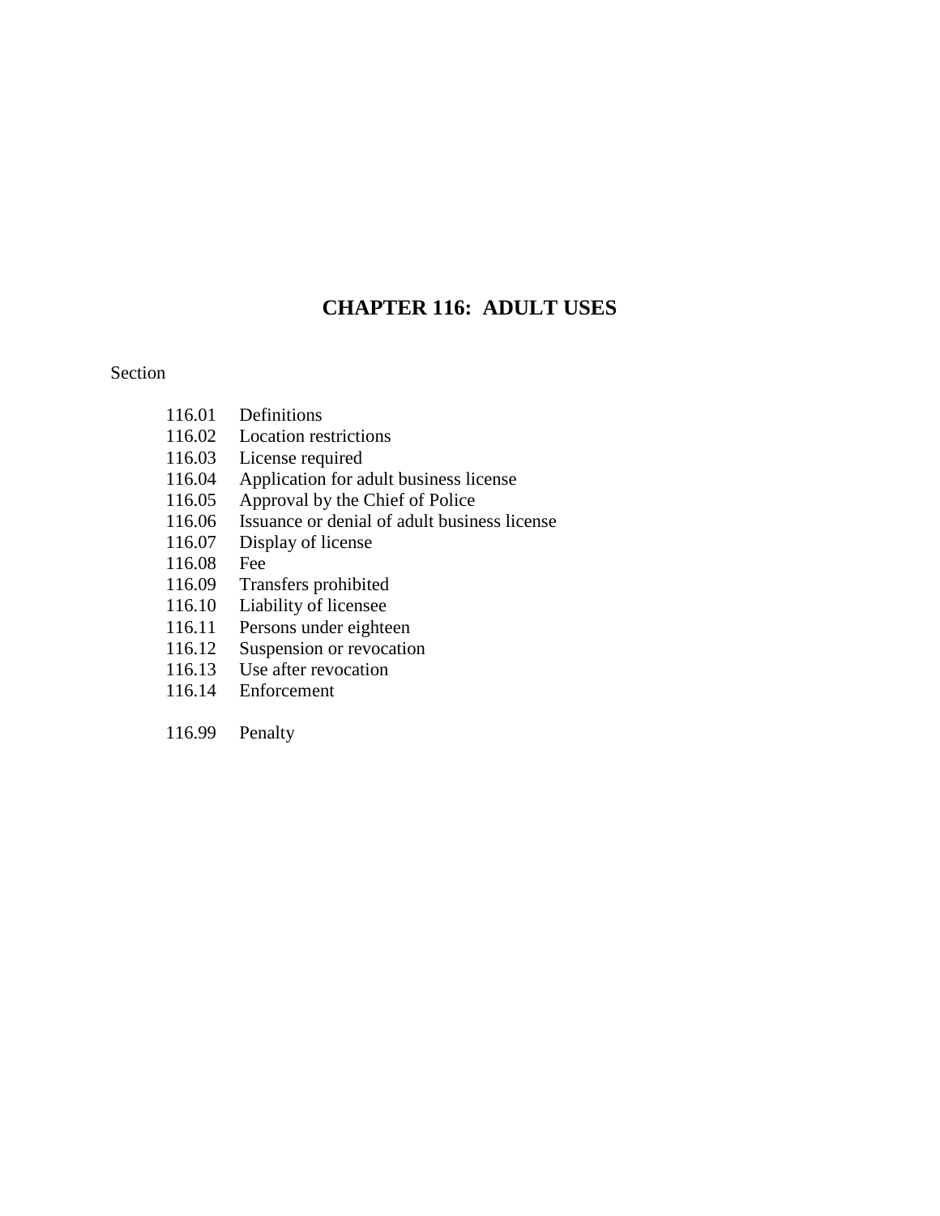# CHAPTER 116: ADULT USES

Section

116.01 Definitions
116.02 Location restrictions
116.03 License required
116.04 Application for adult business license
116.05 Approval by the Chief of Police
116.06 Issuance or denial of adult business license
116.07 Display of license
116.08 Fee
116.09 Transfers prohibited
116.10 Liability of licensee
116.11 Persons under eighteen
116.12 Suspension or revocation
116.13 Use after revocation
116.14 Enforcement

116.99 Penalty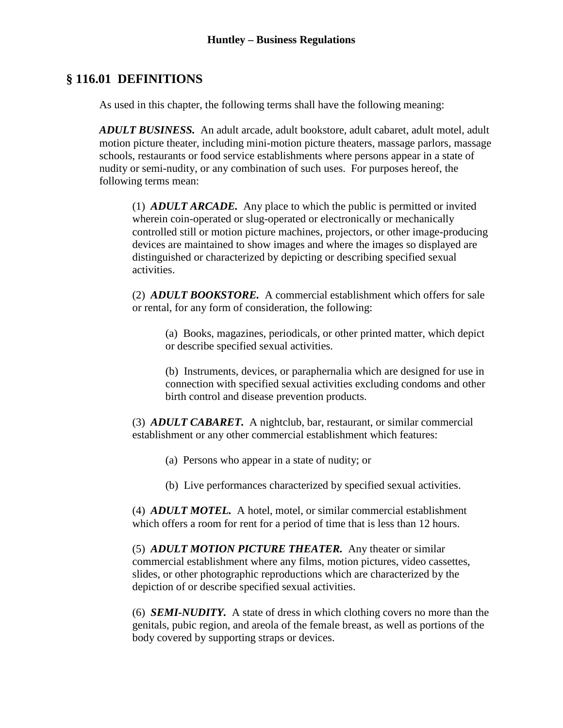## § 116.01 DEFINITIONS

As used in this chapter, the following terms shall have the following meaning:

***ADULT BUSINESS.*** An adult arcade, adult bookstore, adult cabaret, adult motel, adult motion picture theater, including mini-motion picture theaters, massage parlors, massage schools, restaurants or food service establishments where persons appear in a state of nudity or semi-nudity, or any combination of such uses. For purposes hereof, the following terms mean:

(1) ***ADULT ARCADE.*** Any place to which the public is permitted or invited wherein coin-operated or slug-operated or electronically or mechanically controlled still or motion picture machines, projectors, or other image-producing devices are maintained to show images and where the images so displayed are distinguished or characterized by depicting or describing specified sexual activities.

(2) ***ADULT BOOKSTORE.*** A commercial establishment which offers for sale or rental, for any form of consideration, the following:

(a) Books, magazines, periodicals, or other printed matter, which depict or describe specified sexual activities.

(b) Instruments, devices, or paraphernalia which are designed for use in connection with specified sexual activities excluding condoms and other birth control and disease prevention products.

(3) ***ADULT CABARET.*** A nightclub, bar, restaurant, or similar commercial establishment or any other commercial establishment which features:

(a) Persons who appear in a state of nudity; or

(b) Live performances characterized by specified sexual activities.

(4) ***ADULT MOTEL.*** A hotel, motel, or similar commercial establishment which offers a room for rent for a period of time that is less than 12 hours.

(5) ***ADULT MOTION PICTURE THEATER.*** Any theater or similar commercial establishment where any films, motion pictures, video cassettes, slides, or other photographic reproductions which are characterized by the depiction of or describe specified sexual activities.

(6) ***SEMI-NUDITY.*** A state of dress in which clothing covers no more than the genitals, pubic region, and areola of the female breast, as well as portions of the body covered by supporting straps or devices.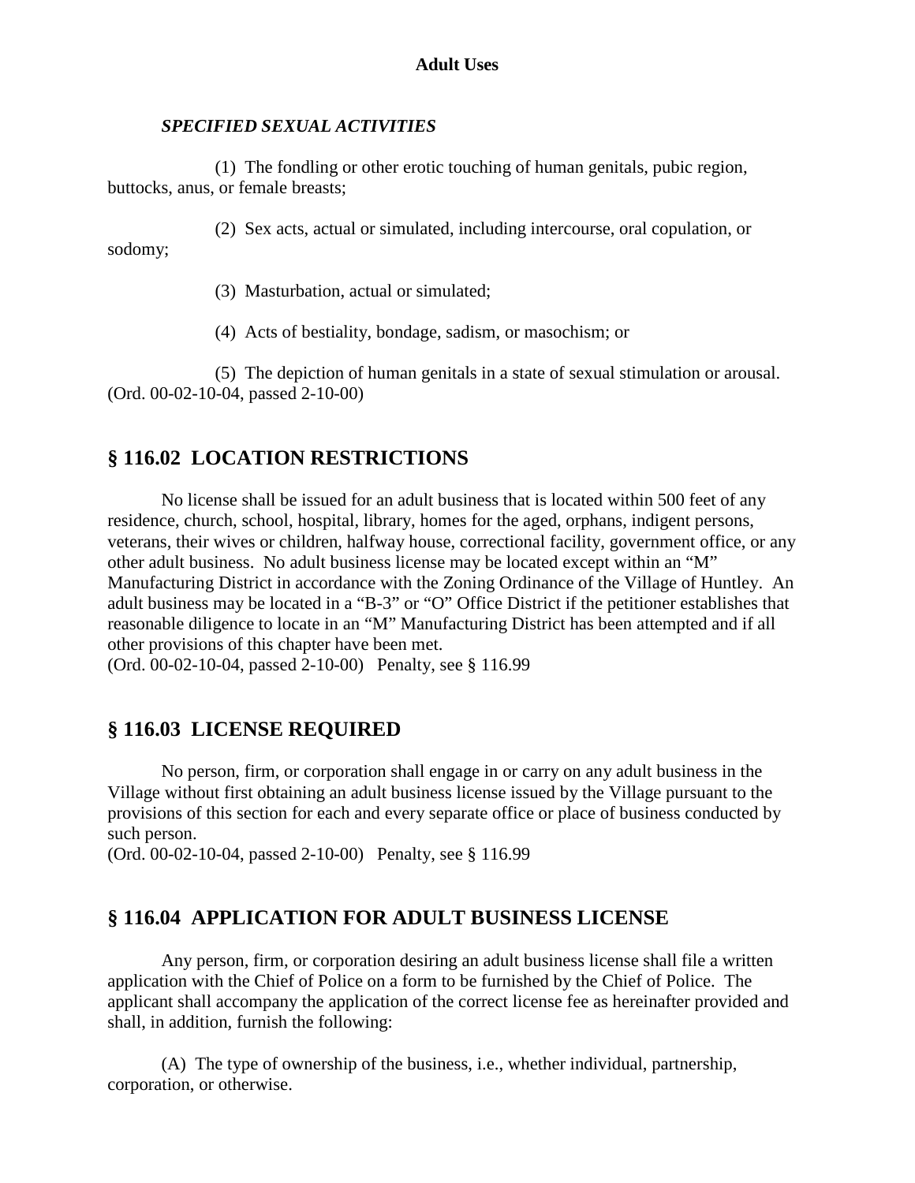*SPECIFIED SEXUAL ACTIVITIES*

(1) The fondling or other erotic touching of human genitals, pubic region, buttocks, anus, or female breasts;

(2) Sex acts, actual or simulated, including intercourse, oral copulation, or sodomy;

(3) Masturbation, actual or simulated;

(4) Acts of bestiality, bondage, sadism, or masochism; or

(5) The depiction of human genitals in a state of sexual stimulation or arousal.
(Ord. 00-02-10-04, passed 2-10-00)

## § 116.02 LOCATION RESTRICTIONS

No license shall be issued for an adult business that is located within 500 feet of any residence, church, school, hospital, library, homes for the aged, orphans, indigent persons, veterans, their wives or children, halfway house, correctional facility, government office, or any other adult business. No adult business license may be located except within an "M" Manufacturing District in accordance with the Zoning Ordinance of the Village of Huntley. An adult business may be located in a "B-3" or "O" Office District if the petitioner establishes that reasonable diligence to locate in an "M" Manufacturing District has been attempted and if all other provisions of this chapter have been met.
(Ord. 00-02-10-04, passed 2-10-00) Penalty, see § 116.99

## § 116.03 LICENSE REQUIRED

No person, firm, or corporation shall engage in or carry on any adult business in the Village without first obtaining an adult business license issued by the Village pursuant to the provisions of this section for each and every separate office or place of business conducted by such person.
(Ord. 00-02-10-04, passed 2-10-00) Penalty, see § 116.99

## § 116.04 APPLICATION FOR ADULT BUSINESS LICENSE

Any person, firm, or corporation desiring an adult business license shall file a written application with the Chief of Police on a form to be furnished by the Chief of Police. The applicant shall accompany the application of the correct license fee as hereinafter provided and shall, in addition, furnish the following:

(A) The type of ownership of the business, i.e., whether individual, partnership, corporation, or otherwise.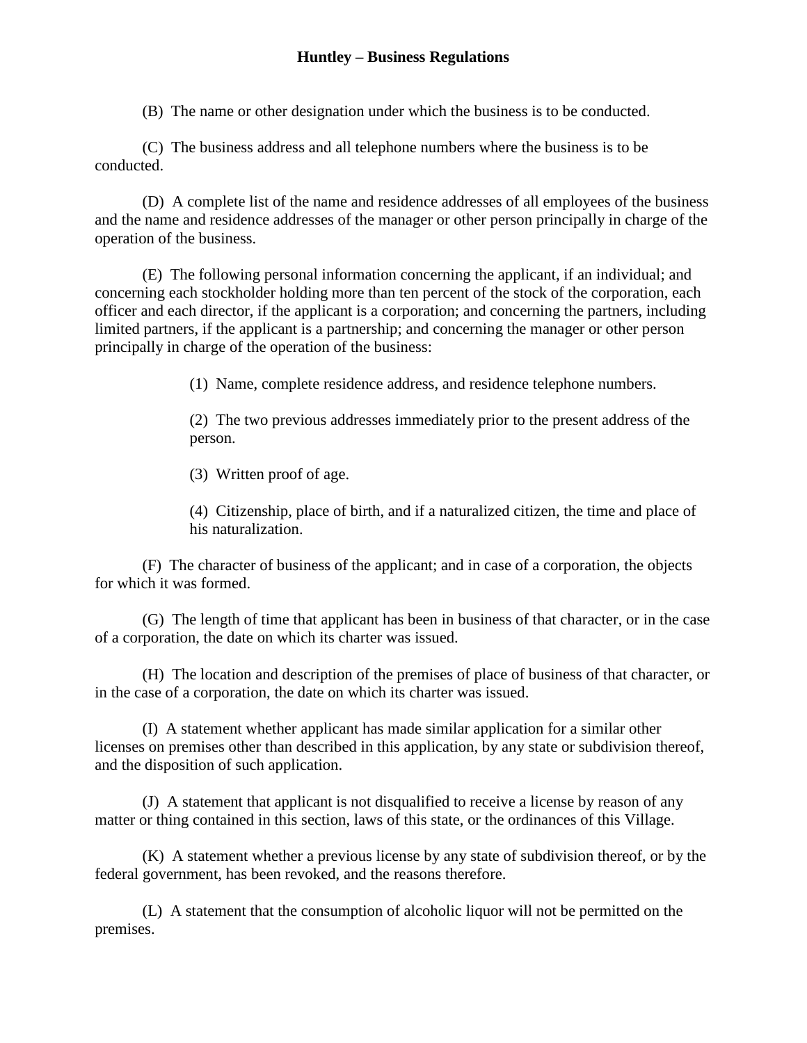(B) The name or other designation under which the business is to be conducted.

(C) The business address and all telephone numbers where the business is to be conducted.

(D) A complete list of the name and residence addresses of all employees of the business and the name and residence addresses of the manager or other person principally in charge of the operation of the business.

(E) The following personal information concerning the applicant, if an individual; and concerning each stockholder holding more than ten percent of the stock of the corporation, each officer and each director, if the applicant is a corporation; and concerning the partners, including limited partners, if the applicant is a partnership; and concerning the manager or other person principally in charge of the operation of the business:

> (1) Name, complete residence address, and residence telephone numbers.
>
> (2) The two previous addresses immediately prior to the present address of the person.
>
> (3) Written proof of age.
>
> (4) Citizenship, place of birth, and if a naturalized citizen, the time and place of his naturalization.

(F) The character of business of the applicant; and in case of a corporation, the objects for which it was formed.

(G) The length of time that applicant has been in business of that character, or in the case of a corporation, the date on which its charter was issued.

(H) The location and description of the premises of place of business of that character, or in the case of a corporation, the date on which its charter was issued.

(I) A statement whether applicant has made similar application for a similar other licenses on premises other than described in this application, by any state or subdivision thereof, and the disposition of such application.

(J) A statement that applicant is not disqualified to receive a license by reason of any matter or thing contained in this section, laws of this state, or the ordinances of this Village.

(K) A statement whether a previous license by any state of subdivision thereof, or by the federal government, has been revoked, and the reasons therefore.

(L) A statement that the consumption of alcoholic liquor will not be permitted on the premises.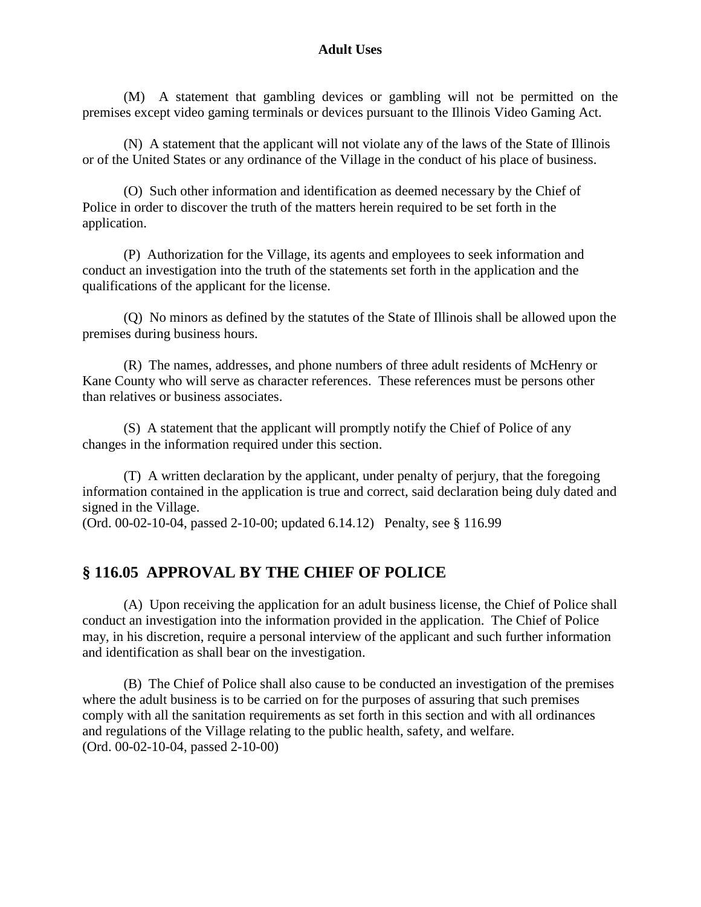(M) A statement that gambling devices or gambling will not be permitted on the premises except video gaming terminals or devices pursuant to the Illinois Video Gaming Act.

(N) A statement that the applicant will not violate any of the laws of the State of Illinois or of the United States or any ordinance of the Village in the conduct of his place of business.

(O) Such other information and identification as deemed necessary by the Chief of Police in order to discover the truth of the matters herein required to be set forth in the application.

(P) Authorization for the Village, its agents and employees to seek information and conduct an investigation into the truth of the statements set forth in the application and the qualifications of the applicant for the license.

(Q) No minors as defined by the statutes of the State of Illinois shall be allowed upon the premises during business hours.

(R) The names, addresses, and phone numbers of three adult residents of McHenry or Kane County who will serve as character references. These references must be persons other than relatives or business associates.

(S) A statement that the applicant will promptly notify the Chief of Police of any changes in the information required under this section.

(T) A written declaration by the applicant, under penalty of perjury, that the foregoing information contained in the application is true and correct, said declaration being duly dated and signed in the Village.
(Ord. 00-02-10-04, passed 2-10-00; updated 6.14.12) Penalty, see § 116.99

## § 116.05 APPROVAL BY THE CHIEF OF POLICE

(A) Upon receiving the application for an adult business license, the Chief of Police shall conduct an investigation into the information provided in the application. The Chief of Police may, in his discretion, require a personal interview of the applicant and such further information and identification as shall bear on the investigation.

(B) The Chief of Police shall also cause to be conducted an investigation of the premises where the adult business is to be carried on for the purposes of assuring that such premises comply with all the sanitation requirements as set forth in this section and with all ordinances and regulations of the Village relating to the public health, safety, and welfare.
(Ord. 00-02-10-04, passed 2-10-00)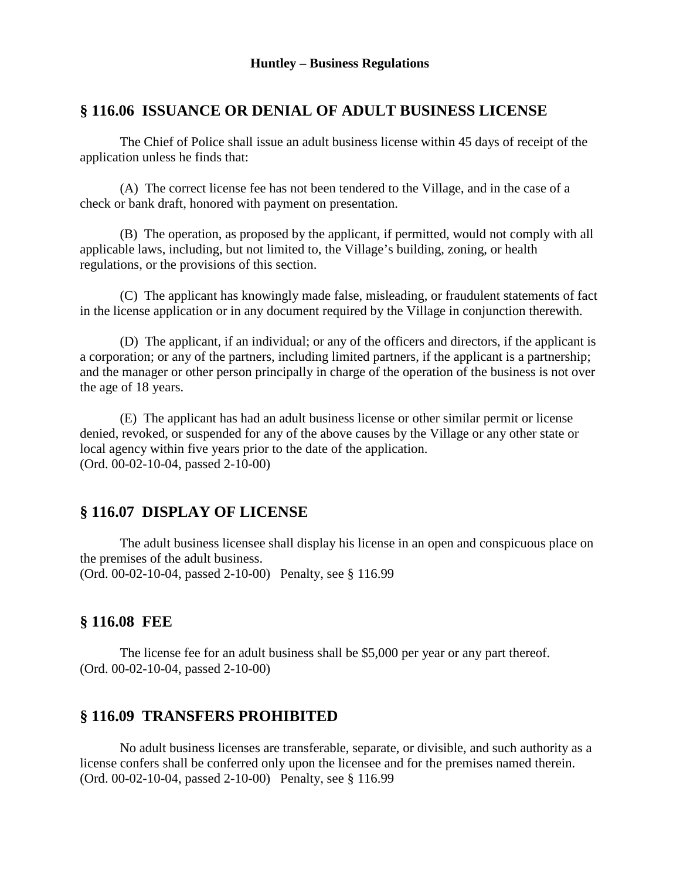## § 116.06 ISSUANCE OR DENIAL OF ADULT BUSINESS LICENSE

The Chief of Police shall issue an adult business license within 45 days of receipt of the application unless he finds that:

(A) The correct license fee has not been tendered to the Village, and in the case of a check or bank draft, honored with payment on presentation.

(B) The operation, as proposed by the applicant, if permitted, would not comply with all applicable laws, including, but not limited to, the Village's building, zoning, or health regulations, or the provisions of this section.

(C) The applicant has knowingly made false, misleading, or fraudulent statements of fact in the license application or in any document required by the Village in conjunction therewith.

(D) The applicant, if an individual; or any of the officers and directors, if the applicant is a corporation; or any of the partners, including limited partners, if the applicant is a partnership; and the manager or other person principally in charge of the operation of the business is not over the age of 18 years.

(E) The applicant has had an adult business license or other similar permit or license denied, revoked, or suspended for any of the above causes by the Village or any other state or local agency within five years prior to the date of the application.
(Ord. 00-02-10-04, passed 2-10-00)

## § 116.07 DISPLAY OF LICENSE

The adult business licensee shall display his license in an open and conspicuous place on the premises of the adult business.
(Ord. 00-02-10-04, passed 2-10-00) Penalty, see § 116.99

## § 116.08 FEE

The license fee for an adult business shall be $5,000 per year or any part thereof.
(Ord. 00-02-10-04, passed 2-10-00)

## § 116.09 TRANSFERS PROHIBITED

No adult business licenses are transferable, separate, or divisible, and such authority as a license confers shall be conferred only upon the licensee and for the premises named therein.
(Ord. 00-02-10-04, passed 2-10-00) Penalty, see § 116.99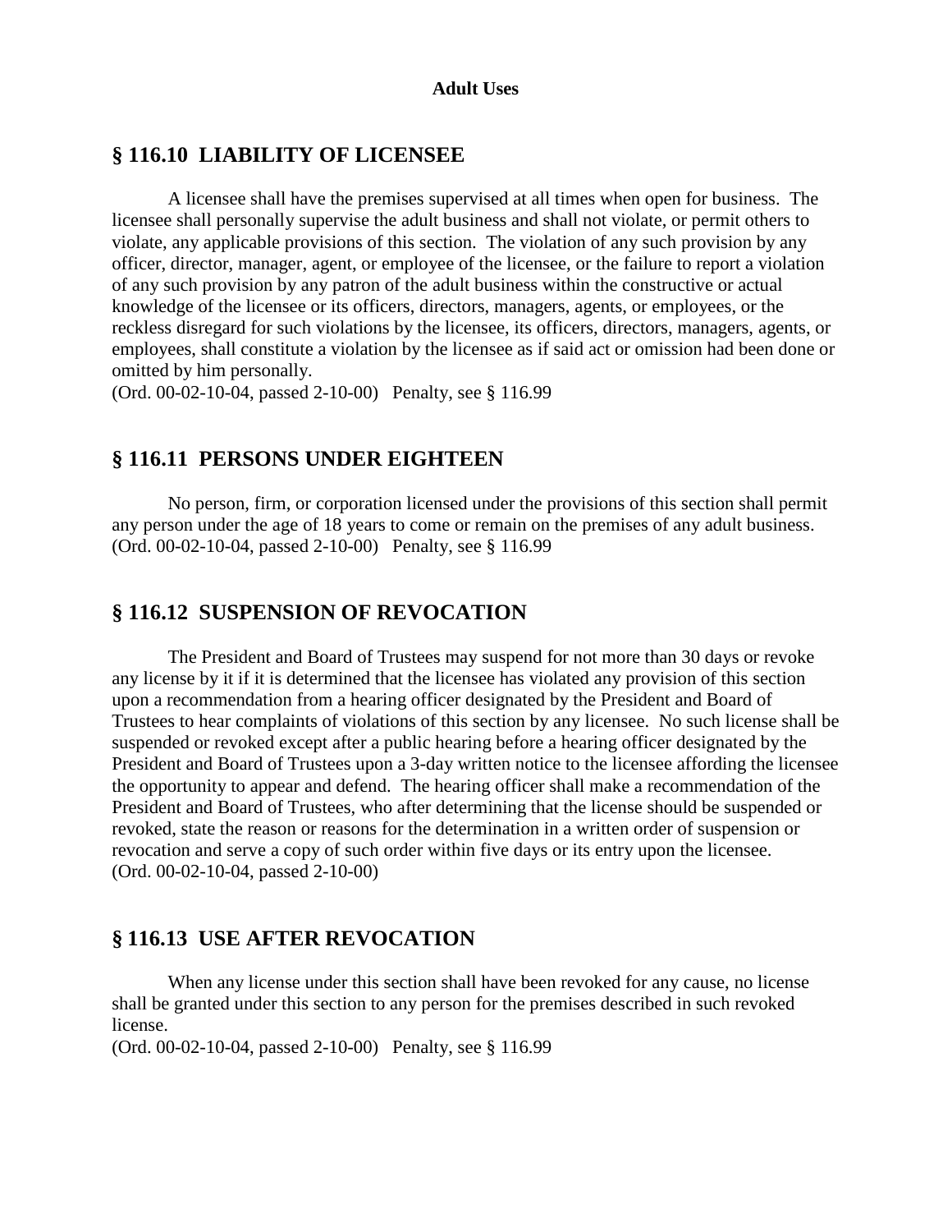## § 116.10 LIABILITY OF LICENSEE

A licensee shall have the premises supervised at all times when open for business. The licensee shall personally supervise the adult business and shall not violate, or permit others to violate, any applicable provisions of this section. The violation of any such provision by any officer, director, manager, agent, or employee of the licensee, or the failure to report a violation of any such provision by any patron of the adult business within the constructive or actual knowledge of the licensee or its officers, directors, managers, agents, or employees, or the reckless disregard for such violations by the licensee, its officers, directors, managers, agents, or employees, shall constitute a violation by the licensee as if said act or omission had been done or omitted by him personally.
(Ord. 00-02-10-04, passed 2-10-00) Penalty, see § 116.99

## § 116.11 PERSONS UNDER EIGHTEEN

No person, firm, or corporation licensed under the provisions of this section shall permit any person under the age of 18 years to come or remain on the premises of any adult business.
(Ord. 00-02-10-04, passed 2-10-00) Penalty, see § 116.99

## § 116.12 SUSPENSION OF REVOCATION

The President and Board of Trustees may suspend for not more than 30 days or revoke any license by it if it is determined that the licensee has violated any provision of this section upon a recommendation from a hearing officer designated by the President and Board of Trustees to hear complaints of violations of this section by any licensee. No such license shall be suspended or revoked except after a public hearing before a hearing officer designated by the President and Board of Trustees upon a 3-day written notice to the licensee affording the licensee the opportunity to appear and defend. The hearing officer shall make a recommendation of the President and Board of Trustees, who after determining that the license should be suspended or revoked, state the reason or reasons for the determination in a written order of suspension or revocation and serve a copy of such order within five days or its entry upon the licensee.
(Ord. 00-02-10-04, passed 2-10-00)

## § 116.13 USE AFTER REVOCATION

When any license under this section shall have been revoked for any cause, no license shall be granted under this section to any person for the premises described in such revoked license.
(Ord. 00-02-10-04, passed 2-10-00) Penalty, see § 116.99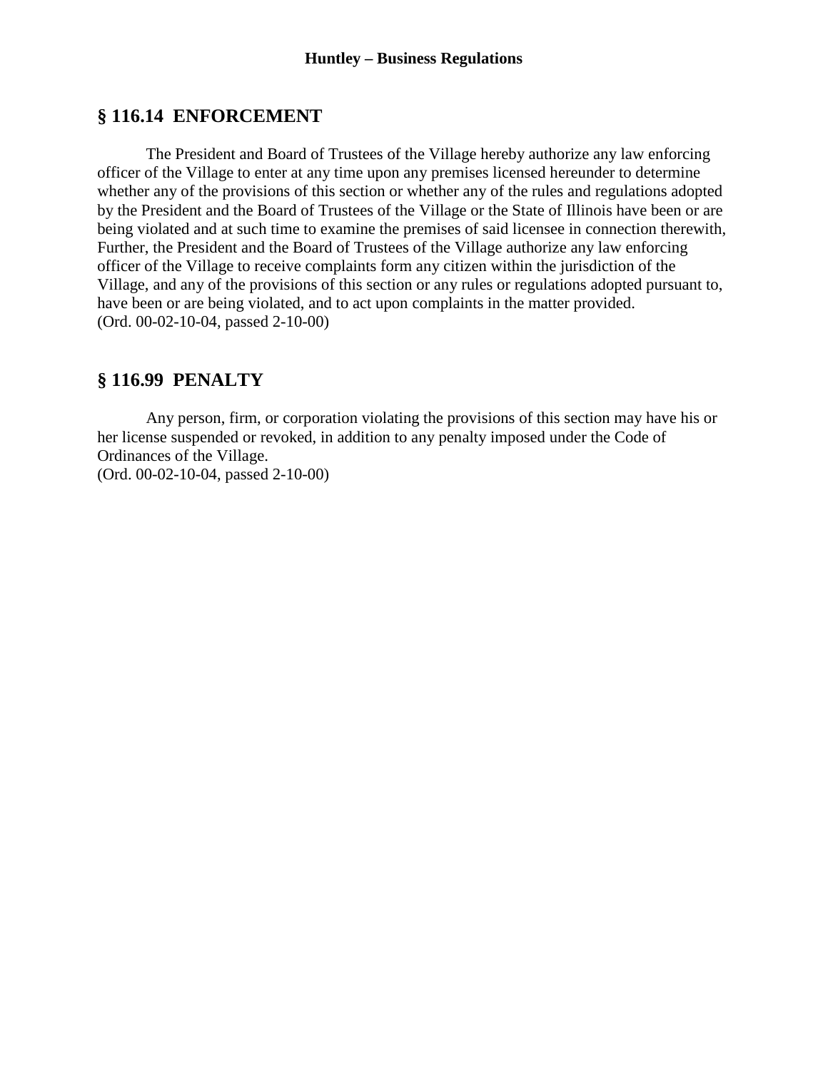## § 116.14 ENFORCEMENT

The President and Board of Trustees of the Village hereby authorize any law enforcing officer of the Village to enter at any time upon any premises licensed hereunder to determine whether any of the provisions of this section or whether any of the rules and regulations adopted by the President and the Board of Trustees of the Village or the State of Illinois have been or are being violated and at such time to examine the premises of said licensee in connection therewith, Further, the President and the Board of Trustees of the Village authorize any law enforcing officer of the Village to receive complaints form any citizen within the jurisdiction of the Village, and any of the provisions of this section or any rules or regulations adopted pursuant to, have been or are being violated, and to act upon complaints in the matter provided.
(Ord. 00-02-10-04, passed 2-10-00)

## § 116.99 PENALTY

Any person, firm, or corporation violating the provisions of this section may have his or her license suspended or revoked, in addition to any penalty imposed under the Code of Ordinances of the Village.
(Ord. 00-02-10-04, passed 2-10-00)